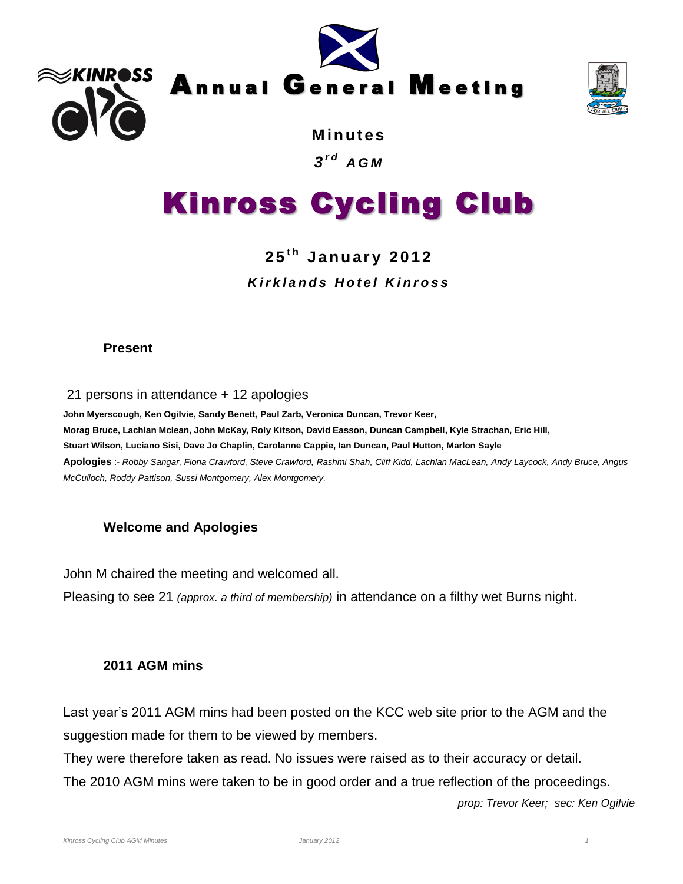# Annual General Meeting

**Minutes**

***3rd AGM***

# Kinross Cycling Club

**25th January 2012**

***Kirklands Hotel Kinross***

### Present

21 persons in attendance + 12 apologies

**John Myerscough, Ken Ogilvie, Sandy Benett, Paul Zarb, Veronica Duncan, Trevor Keer, Morag Bruce, Lachlan Mclean, John McKay, Roly Kitson, David Easson, Duncan Campbell, Kyle Strachan, Eric Hill, Stuart Wilson, Luciano Sisi, Dave Jo Chaplin, Carolanne Cappie, Ian Duncan, Paul Hutton, Marlon Sayle**

**Apologies** :- *Robby Sangar, Fiona Crawford, Steve Crawford, Rashmi Shah, Cliff Kidd, Lachlan MacLean, Andy Laycock, Andy Bruce, Angus McCulloch, Roddy Pattison, Sussi Montgomery, Alex Montgomery.*

### Welcome and Apologies

John M chaired the meeting and welcomed all.

Pleasing to see 21 *(approx. a third of membership)* in attendance on a filthy wet Burns night.

### 2011 AGM mins

Last year's 2011 AGM mins had been posted on the KCC web site prior to the AGM and the suggestion made for them to be viewed by members.

They were therefore taken as read. No issues were raised as to their accuracy or detail.

The 2010 AGM mins were taken to be in good order and a true reflection of the proceedings.

*prop: Trevor Keer; sec: Ken Ogilvie*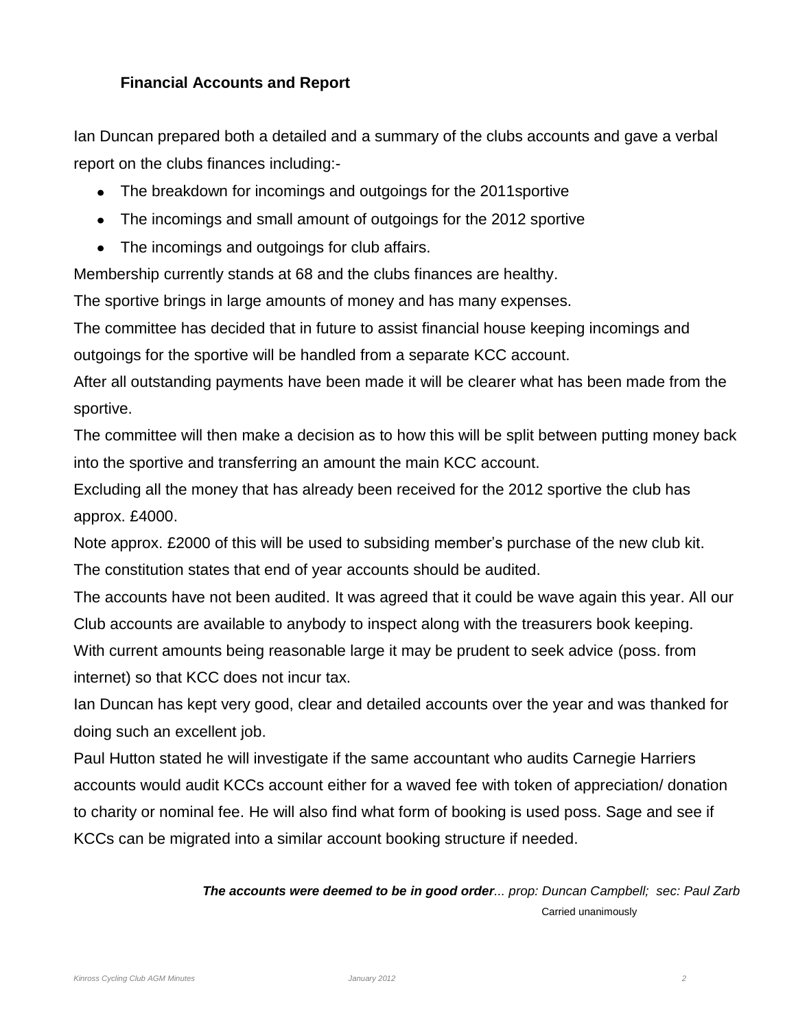### Financial Accounts and Report

Ian Duncan prepared both a detailed and a summary of the clubs accounts and gave a verbal report on the clubs finances including:-

- The breakdown for incomings and outgoings for the 2011sportive
- The incomings and small amount of outgoings for the 2012 sportive
- The incomings and outgoings for club affairs.

Membership currently stands at 68 and the clubs finances are healthy.

The sportive brings in large amounts of money and has many expenses.

The committee has decided that in future to assist financial house keeping incomings and outgoings for the sportive will be handled from a separate KCC account.

After all outstanding payments have been made it will be clearer what has been made from the sportive.

The committee will then make a decision as to how this will be split between putting money back into the sportive and transferring an amount the main KCC account.

Excluding all the money that has already been received for the 2012 sportive the club has approx. £4000.

Note approx. £2000 of this will be used to subsiding member's purchase of the new club kit.

The constitution states that end of year accounts should be audited.

The accounts have not been audited. It was agreed that it could be wave again this year. All our Club accounts are available to anybody to inspect along with the treasurers book keeping.

With current amounts being reasonable large it may be prudent to seek advice (poss. from internet) so that KCC does not incur tax.

Ian Duncan has kept very good, clear and detailed accounts over the year and was thanked for doing such an excellent job.

Paul Hutton stated he will investigate if the same accountant who audits Carnegie Harriers accounts would audit KCCs account either for a waved fee with token of appreciation/ donation to charity or nominal fee. He will also find what form of booking is used poss. Sage and see if KCCs can be migrated into a similar account booking structure if needed.

***The accounts were deemed to be in good order**... prop: Duncan Campbell; sec: Paul Zarb*

Carried unanimously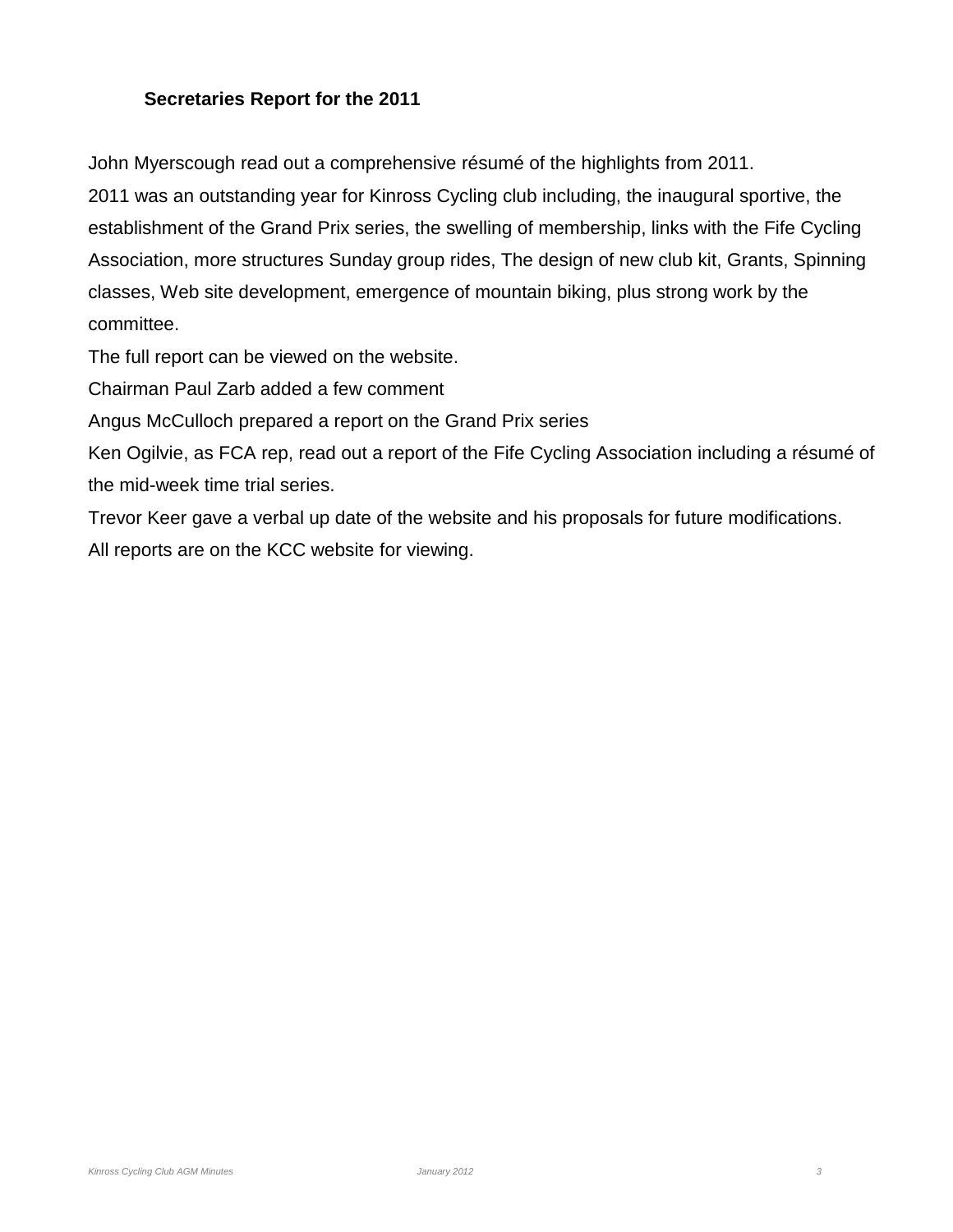### Secretaries Report for the 2011

John Myerscough read out a comprehensive résumé of the highlights from 2011.

2011 was an outstanding year for Kinross Cycling club including, the inaugural sportive, the establishment of the Grand Prix series, the swelling of membership, links with the Fife Cycling Association, more structures Sunday group rides, The design of new club kit, Grants, Spinning classes, Web site development, emergence of mountain biking, plus strong work by the committee.

The full report can be viewed on the website.

Chairman Paul Zarb added a few comment

Angus McCulloch prepared a report on the Grand Prix series

Ken Ogilvie, as FCA rep, read out a report of the Fife Cycling Association including a résumé of the mid-week time trial series.

Trevor Keer gave a verbal up date of the website and his proposals for future modifications.

All reports are on the KCC website for viewing.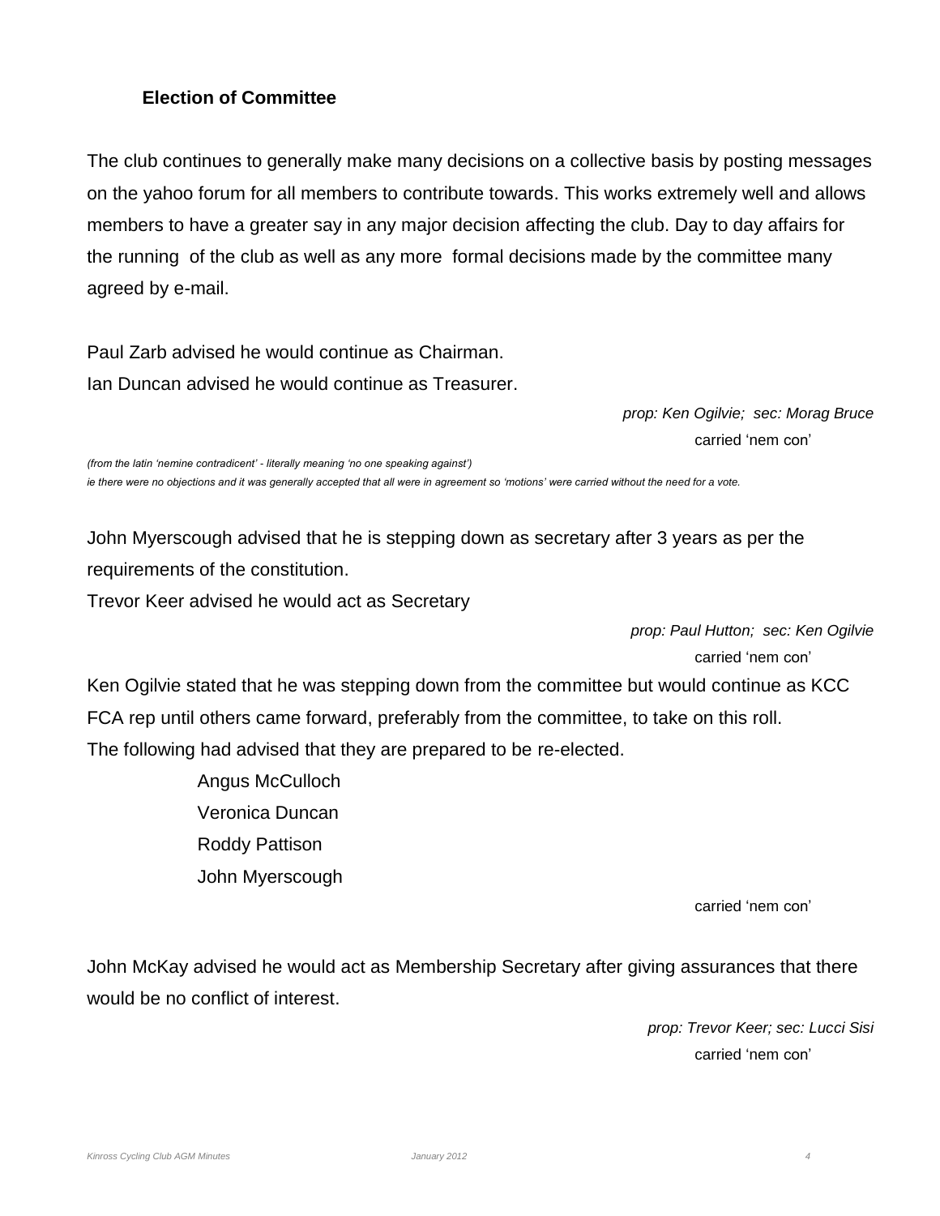### Election of Committee

The club continues to generally make many decisions on a collective basis by posting messages on the yahoo forum for all members to contribute towards. This works extremely well and allows members to have a greater say in any major decision affecting the club. Day to day affairs for the running of the club as well as any more formal decisions made by the committee many agreed by e-mail.

Paul Zarb advised he would continue as Chairman.
Ian Duncan advised he would continue as Treasurer.

*prop: Ken Ogilvie; sec: Morag Bruce*
carried 'nem con'

*(from the latin 'nemine contradicent' - literally meaning 'no one speaking against')*
*ie there were no objections and it was generally accepted that all were in agreement so 'motions' were carried without the need for a vote.*

John Myerscough advised that he is stepping down as secretary after 3 years as per the requirements of the constitution.
Trevor Keer advised he would act as Secretary

*prop: Paul Hutton; sec: Ken Ogilvie*
carried 'nem con'

Ken Ogilvie stated that he was stepping down from the committee but would continue as KCC FCA rep until others came forward, preferably from the committee, to take on this roll.
The following had advised that they are prepared to be re-elected.

Angus McCulloch
Veronica Duncan
Roddy Pattison
John Myerscough

carried 'nem con'

John McKay advised he would act as Membership Secretary after giving assurances that there would be no conflict of interest.

*prop: Trevor Keer; sec: Lucci Sisi*
carried 'nem con'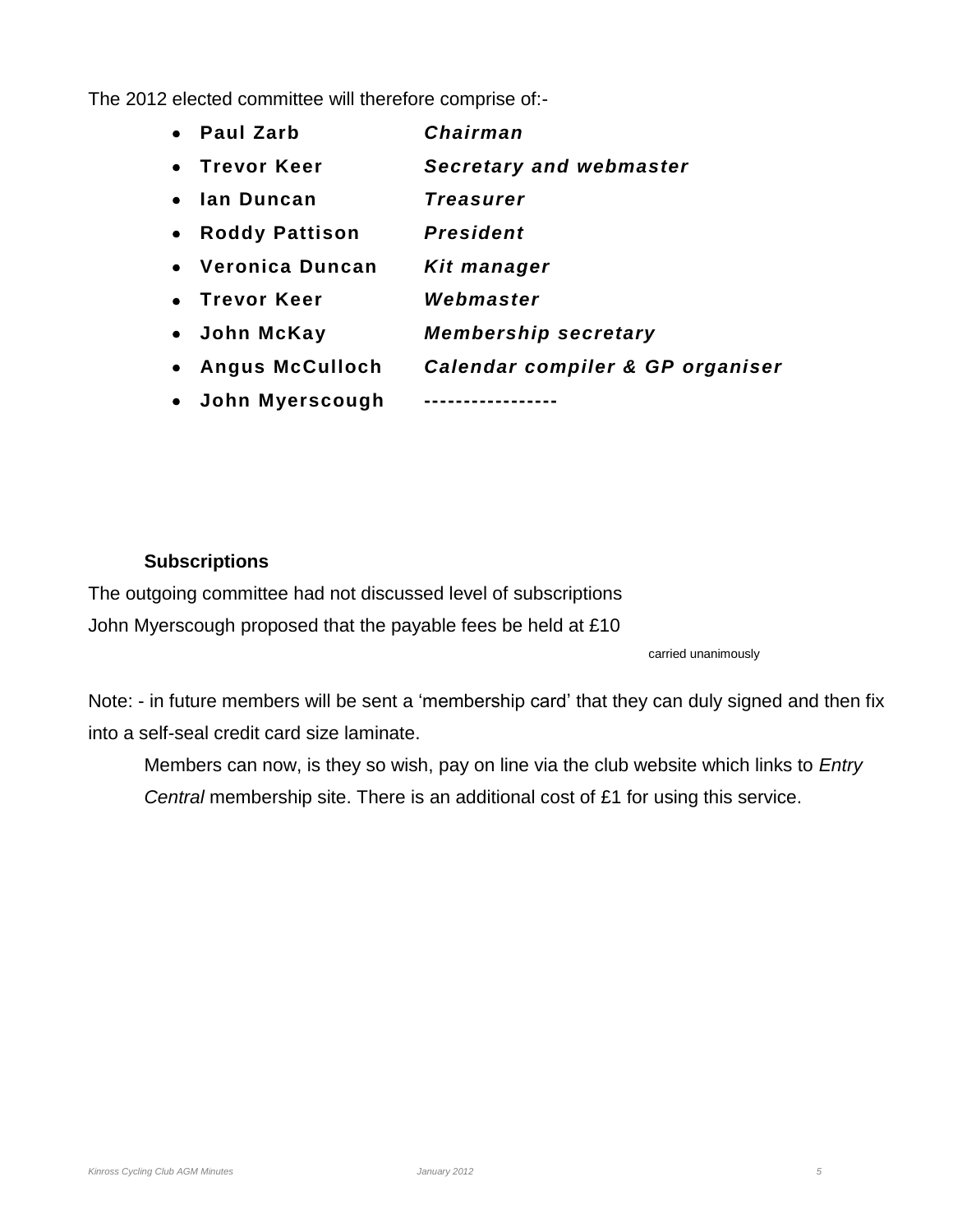The 2012 elected committee will therefore comprise of:-

- **Paul Zarb** ***Chairman***
- **Trevor Keer** ***Secretary and webmaster***
- **Ian Duncan** ***Treasurer***
- **Roddy Pattison** ***President***
- **Veronica Duncan** ***Kit manager***
- **Trevor Keer** ***Webmaster***
- **John McKay** ***Membership secretary***
- **Angus McCulloch** ***Calendar compiler & GP organiser***
- **John Myerscough** **-----------------**

**Subscriptions**

The outgoing committee had not discussed level of subscriptions
John Myerscough proposed that the payable fees be held at £10

carried unanimously

Note: - in future members will be sent a 'membership card' that they can duly signed and then fix into a self-seal credit card size laminate.

Members can now, is they so wish, pay on line via the club website which links to *Entry Central* membership site. There is an additional cost of £1 for using this service.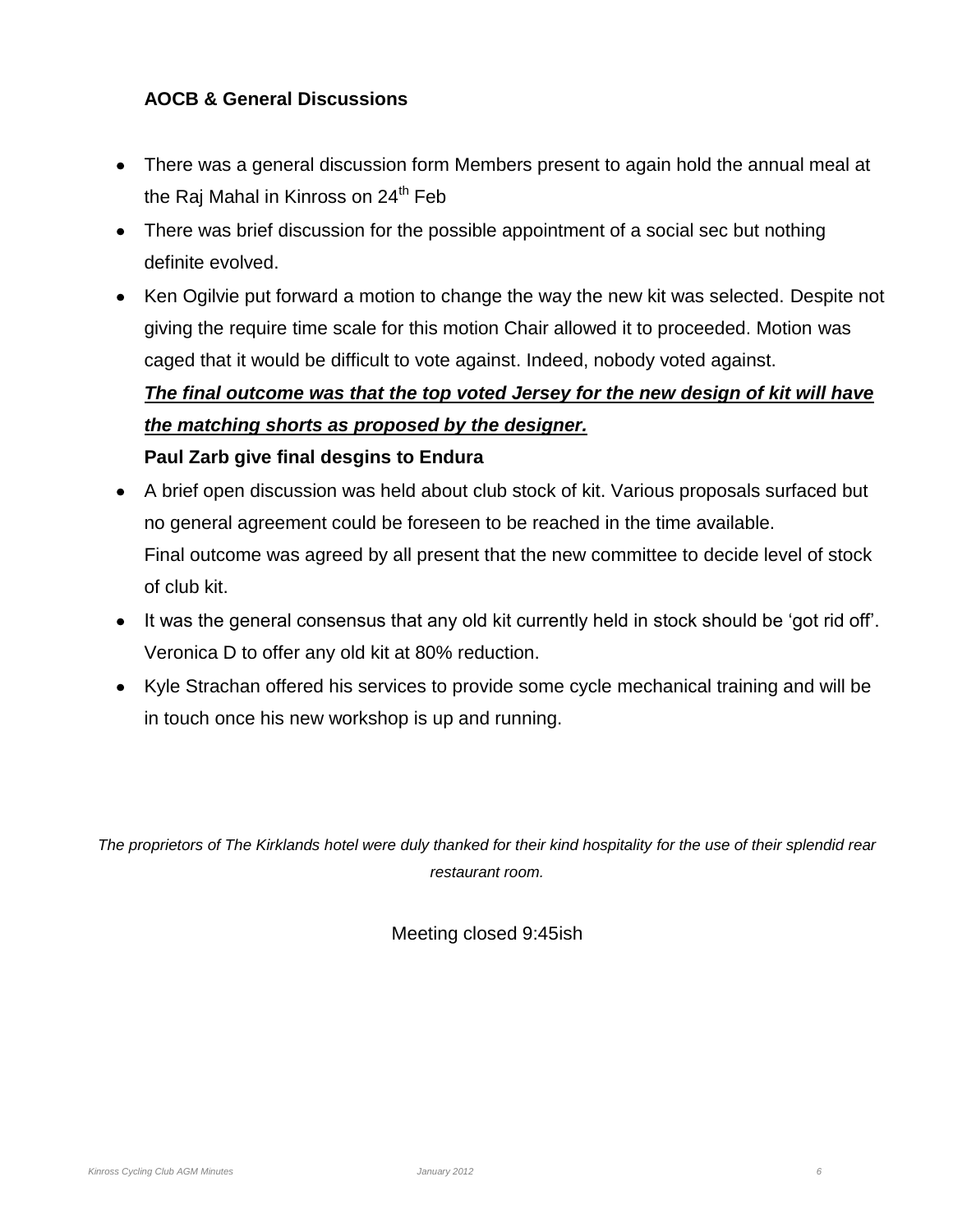**AOCB & General Discussions**

- There was a general discussion form Members present to again hold the annual meal at the Raj Mahal in Kinross on 24th Feb
- There was brief discussion for the possible appointment of a social sec but nothing definite evolved.
- Ken Ogilvie put forward a motion to change the way the new kit was selected. Despite not giving the require time scale for this motion Chair allowed it to proceeded. Motion was caged that it would be difficult to vote against. Indeed, nobody voted against.

  ***<u>The final outcome was that the top voted Jersey for the new design of kit will have the matching shorts as proposed by the designer.</u>***

  **Paul Zarb give final desgins to Endura**
- A brief open discussion was held about club stock of kit. Various proposals surfaced but no general agreement could be foreseen to be reached in the time available.
  Final outcome was agreed by all present that the new committee to decide level of stock of club kit.
- It was the general consensus that any old kit currently held in stock should be 'got rid off'. Veronica D to offer any old kit at 80% reduction.
- Kyle Strachan offered his services to provide some cycle mechanical training and will be in touch once his new workshop is up and running.

*The proprietors of The Kirklands hotel were duly thanked for their kind hospitality for the use of their splendid rear restaurant room.*

Meeting closed 9:45ish